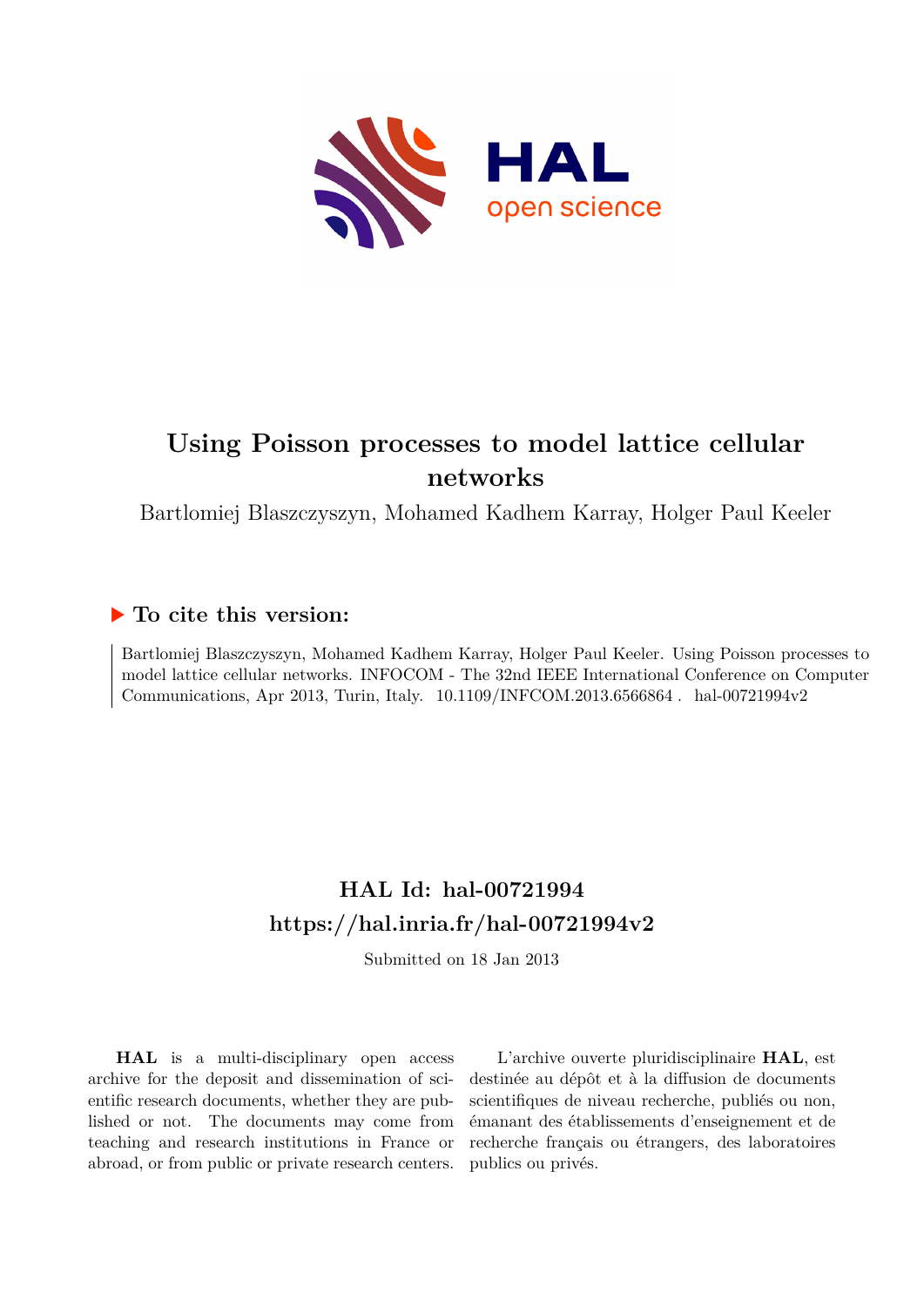# Using Poisson processes to model lattice cellular networks

Bartlomiej Blaszczyszyn, Mohamed Kadhem Karray, Holger Paul Keeler

## ▶ To cite this version:

Bartlomiej Blaszczyszyn, Mohamed Kadhem Karray, Holger Paul Keeler. Using Poisson processes to model lattice cellular networks. INFOCOM - The 32nd IEEE International Conference on Computer Communications, Apr 2013, Turin, Italy. 10.1109/INFCOM.2013.6566864 . hal-00721994v2

## HAL Id: hal-00721994
## https://hal.inria.fr/hal-00721994v2

Submitted on 18 Jan 2013

**HAL** is a multi-disciplinary open access archive for the deposit and dissemination of scientific research documents, whether they are published or not. The documents may come from teaching and research institutions in France or abroad, or from public or private research centers.

L'archive ouverte pluridisciplinaire **HAL**, est destinée au dépôt et à la diffusion de documents scientifiques de niveau recherche, publiés ou non, émanant des établissements d'enseignement et de recherche français ou étrangers, des laboratoires publics ou privés.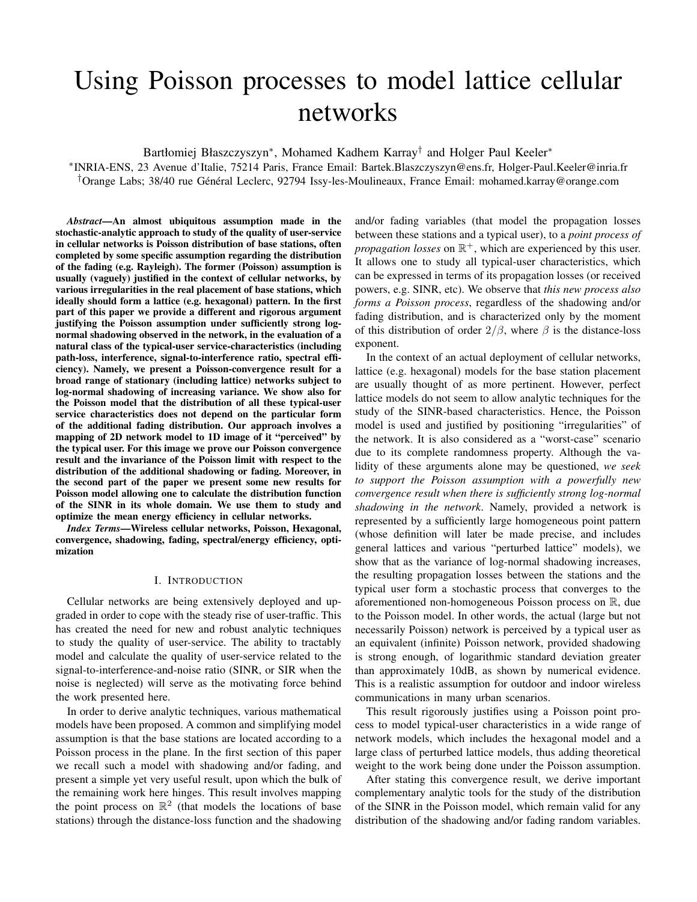# Using Poisson processes to model lattice cellular networks

Bartłomiej Błaszczyszyn*, Mohamed Kadhem Karray† and Holger Paul Keeler*

*INRIA-ENS, 23 Avenue d'Italie, 75214 Paris, France Email: Bartek.Blaszczyszyn@ens.fr, Holger-Paul.Keeler@inria.fr

†Orange Labs; 38/40 rue Général Leclerc, 92794 Issy-les-Moulineaux, France Email: mohamed.karray@orange.com

***Abstract*—An almost ubiquitous assumption made in the stochastic-analytic approach to study of the quality of user-service in cellular networks is Poisson distribution of base stations, often completed by some specific assumption regarding the distribution of the fading (e.g. Rayleigh). The former (Poisson) assumption is usually (vaguely) justified in the context of cellular networks, by various irregularities in the real placement of base stations, which ideally should form a lattice (e.g. hexagonal) pattern. In the first part of this paper we provide a different and rigorous argument justifying the Poisson assumption under sufficiently strong log-normal shadowing observed in the network, in the evaluation of a natural class of the typical-user service-characteristics (including path-loss, interference, signal-to-interference ratio, spectral efficiency). Namely, we present a Poisson-convergence result for a broad range of stationary (including lattice) networks subject to log-normal shadowing of increasing variance. We show also for the Poisson model that the distribution of all these typical-user service characteristics does not depend on the particular form of the additional fading distribution. Our approach involves a mapping of 2D network model to 1D image of it "perceived" by the typical user. For this image we prove our Poisson convergence result and the invariance of the Poisson limit with respect to the distribution of the additional shadowing or fading. Moreover, in the second part of the paper we present some new results for Poisson model allowing one to calculate the distribution function of the SINR in its whole domain. We use them to study and optimize the mean energy efficiency in cellular networks.**

***Index Terms*—Wireless cellular networks, Poisson, Hexagonal, convergence, shadowing, fading, spectral/energy efficiency, optimization**

## I. Introduction

Cellular networks are being extensively deployed and upgraded in order to cope with the steady rise of user-traffic. This has created the need for new and robust analytic techniques to study the quality of user-service. The ability to tractably model and calculate the quality of user-service related to the signal-to-interference-and-noise ratio (SINR, or SIR when the noise is neglected) will serve as the motivating force behind the work presented here.

In order to derive analytic techniques, various mathematical models have been proposed. A common and simplifying model assumption is that the base stations are located according to a Poisson process in the plane. In the first section of this paper we recall such a model with shadowing and/or fading, and present a simple yet very useful result, upon which the bulk of the remaining work here hinges. This result involves mapping the point process on $\mathbb{R}^2$ (that models the locations of base stations) through the distance-loss function and the shadowing and/or fading variables (that model the propagation losses between these stations and a typical user), to a *point process of propagation losses* on $\mathbb{R}^+$, which are experienced by this user. It allows one to study all typical-user characteristics, which can be expressed in terms of its propagation losses (or received powers, e.g. SINR, etc). We observe that *this new process also forms a Poisson process*, regardless of the shadowing and/or fading distribution, and is characterized only by the moment of this distribution of order $2/\beta$, where $\beta$ is the distance-loss exponent.

In the context of an actual deployment of cellular networks, lattice (e.g. hexagonal) models for the base station placement are usually thought of as more pertinent. However, perfect lattice models do not seem to allow analytic techniques for the study of the SINR-based characteristics. Hence, the Poisson model is used and justified by positioning "irregularities" of the network. It is also considered as a "worst-case" scenario due to its complete randomness property. Although the validity of these arguments alone may be questioned, *we seek to support the Poisson assumption with a powerfully new convergence result when there is sufficiently strong log-normal shadowing in the network*. Namely, provided a network is represented by a sufficiently large homogeneous point pattern (whose definition will later be made precise, and includes general lattices and various "perturbed lattice" models), we show that as the variance of log-normal shadowing increases, the resulting propagation losses between the stations and the typical user form a stochastic process that converges to the aforementioned non-homogeneous Poisson process on $\mathbb{R}$, due to the Poisson model. In other words, the actual (large but not necessarily Poisson) network is perceived by a typical user as an equivalent (infinite) Poisson network, provided shadowing is strong enough, of logarithmic standard deviation greater than approximately 10dB, as shown by numerical evidence. This is a realistic assumption for outdoor and indoor wireless communications in many urban scenarios.

This result rigorously justifies using a Poisson point process to model typical-user characteristics in a wide range of network models, which includes the hexagonal model and a large class of perturbed lattice models, thus adding theoretical weight to the work being done under the Poisson assumption.

After stating this convergence result, we derive important complementary analytic tools for the study of the distribution of the SINR in the Poisson model, which remain valid for any distribution of the shadowing and/or fading random variables.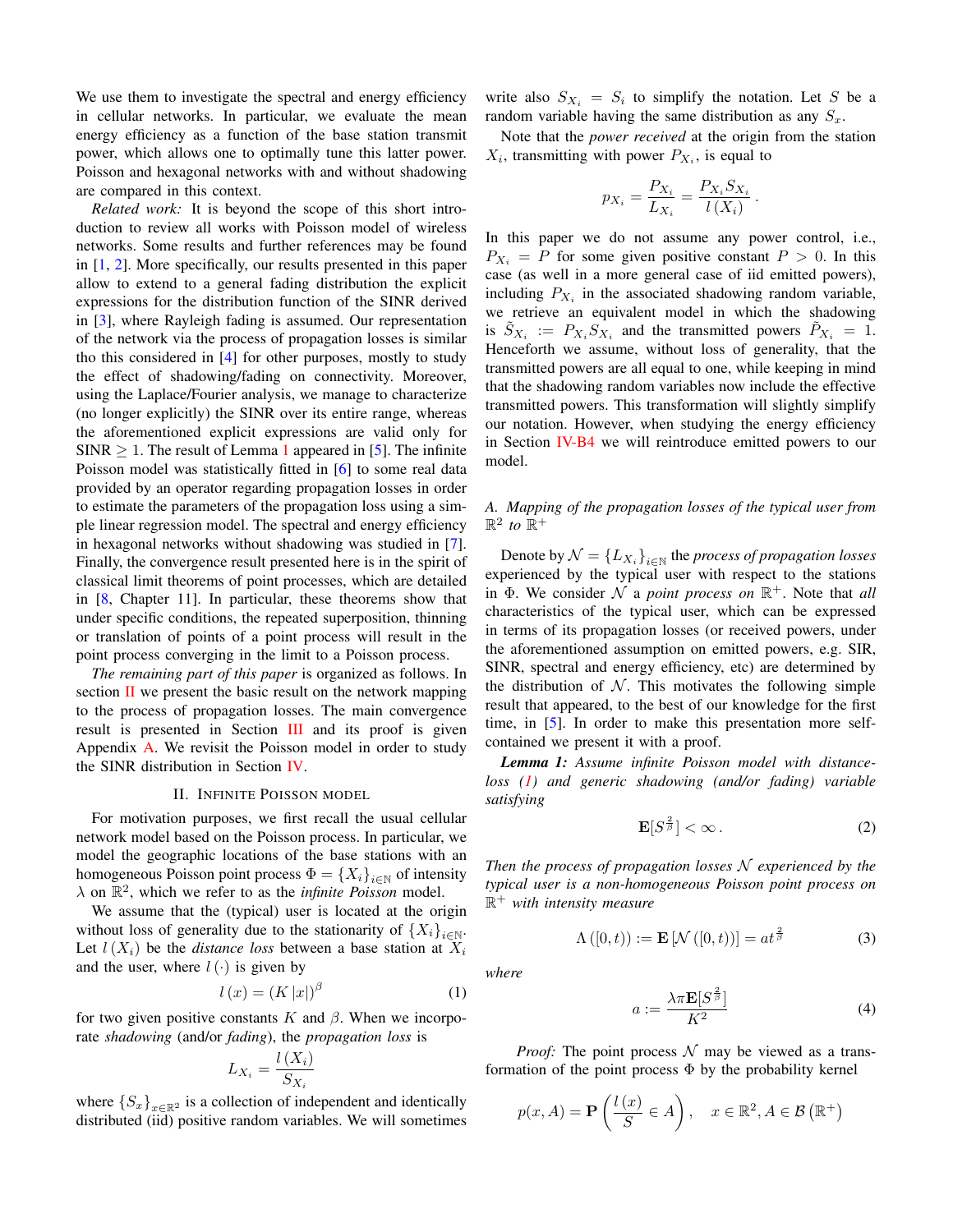We use them to investigate the spectral and energy efficiency in cellular networks. In particular, we evaluate the mean energy efficiency as a function of the base station transmit power, which allows one to optimally tune this latter power. Poisson and hexagonal networks with and without shadowing are compared in this context.

*Related work:* It is beyond the scope of this short introduction to review all works with Poisson model of wireless networks. Some results and further references may be found in [1, 2]. More specifically, our results presented in this paper allow to extend to a general fading distribution the explicit expressions for the distribution function of the SINR derived in [3], where Rayleigh fading is assumed. Our representation of the network via the process of propagation losses is similar tho this considered in [4] for other purposes, mostly to study the effect of shadowing/fading on connectivity. Moreover, using the Laplace/Fourier analysis, we manage to characterize (no longer explicitly) the SINR over its entire range, whereas the aforementioned explicit expressions are valid only for SINR $\geq 1$. The result of Lemma 1 appeared in [5]. The infinite Poisson model was statistically fitted in [6] to some real data provided by an operator regarding propagation losses in order to estimate the parameters of the propagation loss using a simple linear regression model. The spectral and energy efficiency in hexagonal networks without shadowing was studied in [7]. Finally, the convergence result presented here is in the spirit of classical limit theorems of point processes, which are detailed in [8, Chapter 11]. In particular, these theorems show that under specific conditions, the repeated superposition, thinning or translation of points of a point process will result in the point process converging in the limit to a Poisson process.

*The remaining part of this paper* is organized as follows. In section II we present the basic result on the network mapping to the process of propagation losses. The main convergence result is presented in Section III and its proof is given Appendix A. We revisit the Poisson model in order to study the SINR distribution in Section IV.

## II. Infinite Poisson model

For motivation purposes, we first recall the usual cellular network model based on the Poisson process. In particular, we model the geographic locations of the base stations with an homogeneous Poisson point process $\Phi = \{X_i\}_{i\in\mathbb{N}}$ of intensity $\lambda$ on $\mathbb{R}^2$, which we refer to as the *infinite Poisson* model.

We assume that the (typical) user is located at the origin without loss of generality due to the stationarity of $\{X_i\}_{i\in\mathbb{N}}$. Let $l(X_i)$ be the *distance loss* between a base station at $X_i$ and the user, where $l(\cdot)$ is given by

$$l(x) = (K|x|)^{\beta} \tag{1}$$

for two given positive constants $K$ and $\beta$. When we incorporate *shadowing* (and/or *fading*), the *propagation loss* is

$$L_{X_i} = \frac{l(X_i)}{S_{X_i}}$$

where $\{S_x\}_{x\in\mathbb{R}^2}$ is a collection of independent and identically distributed (iid) positive random variables. We will sometimes write also $S_{X_i} = S_i$ to simplify the notation. Let $S$ be a random variable having the same distribution as any $S_x$.

Note that the *power received* at the origin from the station $X_i$, transmitting with power $P_{X_i}$, is equal to

$$p_{X_i} = \frac{P_{X_i}}{L_{X_i}} = \frac{P_{X_i} S_{X_i}}{l(X_i)}.$$

In this paper we do not assume any power control, i.e., $P_{X_i} = P$ for some given positive constant $P > 0$. In this case (as well in a more general case of iid emitted powers), including $P_{X_i}$ in the associated shadowing random variable, we retrieve an equivalent model in which the shadowing is $\tilde{S}_{X_i} := P_{X_i} S_{X_i}$ and the transmitted powers $\tilde{P}_{X_i} = 1$. Henceforth we assume, without loss of generality, that the transmitted powers are all equal to one, while keeping in mind that the shadowing random variables now include the effective transmitted powers. This transformation will slightly simplify our notation. However, when studying the energy efficiency in Section IV-B4 we will reintroduce emitted powers to our model.

### A. Mapping of the propagation losses of the typical user from $\mathbb{R}^2$ to $\mathbb{R}^+$

Denote by $\mathcal{N} = \{L_{X_i}\}_{i\in\mathbb{N}}$ the *process of propagation losses* experienced by the typical user with respect to the stations in $\Phi$. We consider $\mathcal{N}$ a *point process on* $\mathbb{R}^+$. Note that *all* characteristics of the typical user, which can be expressed in terms of its propagation losses (or received powers, under the aforementioned assumption on emitted powers, e.g. SIR, SINR, spectral and energy efficiency, etc) are determined by the distribution of $\mathcal{N}$. This motivates the following simple result that appeared, to the best of our knowledge for the first time, in [5]. In order to make this presentation more self-contained we present it with a proof.

***Lemma 1:*** *Assume infinite Poisson model with distance-loss (1) and generic shadowing (and/or fading) variable satisfying*

$$\mathbf{E}[S^{\frac{2}{\beta}}] < \infty. \tag{2}$$

*Then the process of propagation losses $\mathcal{N}$ experienced by the typical user is a non-homogeneous Poisson point process on $\mathbb{R}^+$ with intensity measure*

$$\Lambda([0,t)) := \mathbf{E}[\mathcal{N}([0,t))] = at^{\frac{2}{\beta}} \tag{3}$$

*where*

$$a := \frac{\lambda\pi\mathbf{E}[S^{\frac{2}{\beta}}]}{K^2} \tag{4}$$

*Proof:* The point process $\mathcal{N}$ may be viewed as a transformation of the point process $\Phi$ by the probability kernel

$$p(x, A) = \mathbf{P}\left(\frac{l(x)}{S} \in A\right), \quad x \in \mathbb{R}^2, A \in \mathcal{B}(\mathbb{R}^+)$$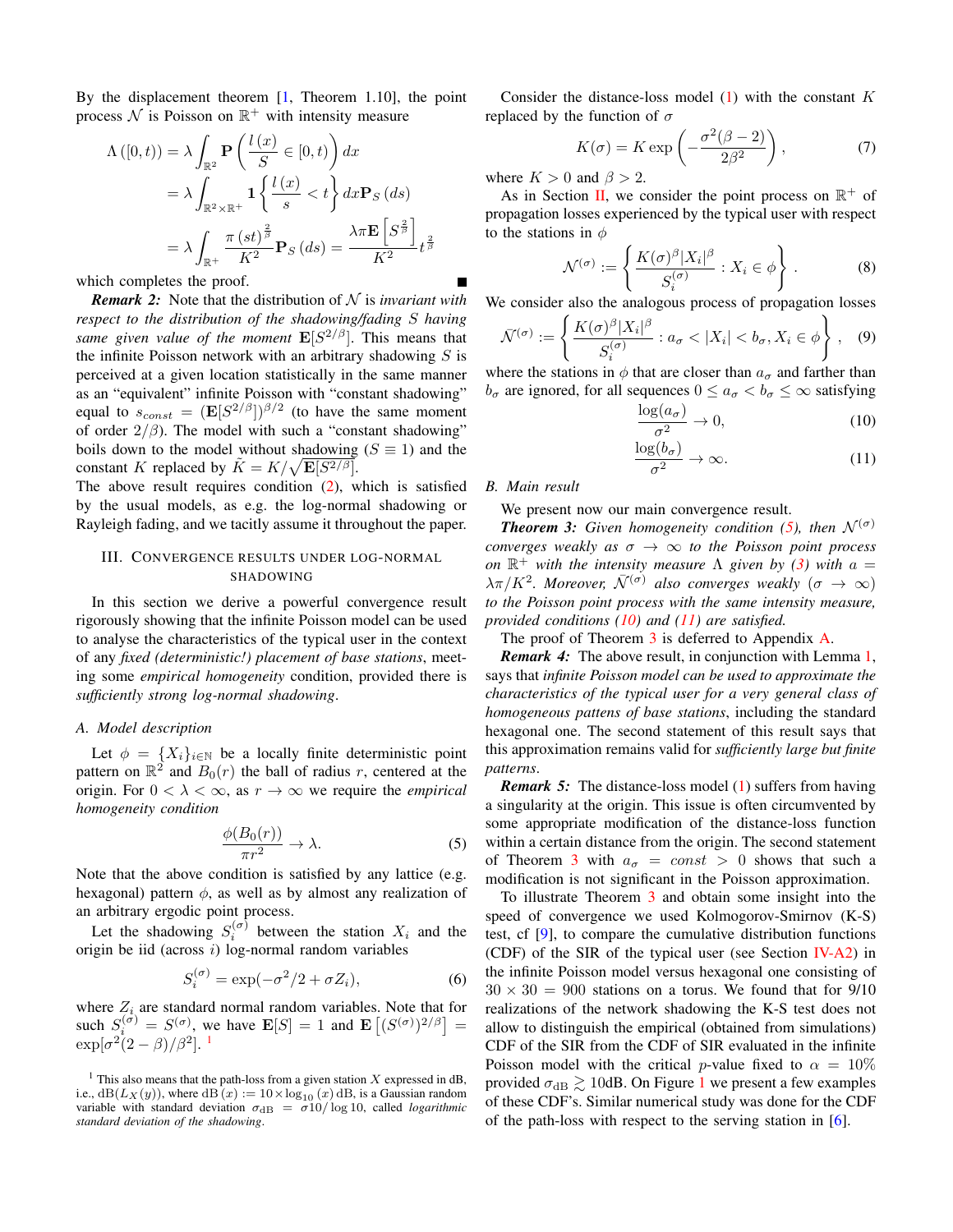By the displacement theorem [1, Theorem 1.10], the point process $\mathcal{N}$ is Poisson on $\mathbb{R}^+$ with intensity measure

$$
\begin{aligned}
\Lambda([0,t)) &= \lambda \int_{\mathbb{R}^2} \mathbf{P}\left(\frac{l(x)}{S} \in [0,t)\right) dx \\
&= \lambda \int_{\mathbb{R}^2 \times \mathbb{R}^+} \mathbf{1}\left\{\frac{l(x)}{s} < t\right\} dx \mathbf{P}_S(ds) \\
&= \lambda \int_{\mathbb{R}^+} \frac{\pi (st)^{\frac{2}{\beta}}}{K^2} \mathbf{P}_S(ds) = \frac{\lambda \pi \mathbf{E}\left[S^{\frac{2}{\beta}}\right]}{K^2} t^{\frac{2}{\beta}}
\end{aligned}
$$

which completes the proof. ∎

***Remark 2:*** Note that the distribution of $\mathcal{N}$ is *invariant with respect to the distribution of the shadowing/fading $S$ having same given value of the moment* $\mathbf{E}[S^{2/\beta}]$. This means that the infinite Poisson network with an arbitrary shadowing $S$ is perceived at a given location statistically in the same manner as an "equivalent" infinite Poisson with "constant shadowing" equal to $s_{const} = (\mathbf{E}[S^{2/\beta}])^{\beta/2}$ (to have the same moment of order $2/\beta$). The model with such a "constant shadowing" boils down to the model without shadowing ($S \equiv 1$) and the constant $K$ replaced by $\tilde{K} = K/\sqrt{\mathbf{E}[S^{2/\beta}]}$.
The above result requires condition (2), which is satisfied by the usual models, as e.g. the log-normal shadowing or Rayleigh fading, and we tacitly assume it throughout the paper.

## III. Convergence results under log-normal shadowing

In this section we derive a powerful convergence result rigorously showing that the infinite Poisson model can be used to analyse the characteristics of the typical user in the context of any *fixed (deterministic!) placement of base stations*, meeting some *empirical homogeneity* condition, provided there is *sufficiently strong log-normal shadowing*.

### A. Model description

Let $\phi = \{X_i\}_{i \in \mathbb{N}}$ be a locally finite deterministic point pattern on $\mathbb{R}^2$ and $B_0(r)$ the ball of radius $r$, centered at the origin. For $0 < \lambda < \infty$, as $r \to \infty$ we require the *empirical homogeneity condition*

$$
\frac{\phi(B_0(r))}{\pi r^2} \to \lambda. \tag{5}
$$

Note that the above condition is satisfied by any lattice (e.g. hexagonal) pattern $\phi$, as well as by almost any realization of an arbitrary ergodic point process.

Let the shadowing $S_i^{(\sigma)}$ between the station $X_i$ and the origin be iid (across $i$) log-normal random variables

$$
S_i^{(\sigma)} = \exp(-\sigma^2/2 + \sigma Z_i), \tag{6}
$$

where $Z_i$ are standard normal random variables. Note that for such $S_i^{(\sigma)} = S^{(\sigma)}$, we have $\mathbf{E}[S] = 1$ and $\mathbf{E}\left[(S^{(\sigma)})^{2/\beta}\right] = \exp[\sigma^2(2-\beta)/\beta^2]$. [1]

Consider the distance-loss model (1) with the constant $K$ replaced by the function of $\sigma$

$$
K(\sigma) = K \exp\left(-\frac{\sigma^2(\beta-2)}{2\beta^2}\right), \tag{7}
$$

where $K > 0$ and $\beta > 2$.

As in Section II, we consider the point process on $\mathbb{R}^+$ of propagation losses experienced by the typical user with respect to the stations in $\phi$

$$
\mathcal{N}^{(\sigma)} := \left\{ \frac{K(\sigma)^\beta |X_i|^\beta}{S_i^{(\sigma)}} : X_i \in \phi \right\}. \tag{8}
$$

We consider also the analogous process of propagation losses

$$
\tilde{\mathcal{N}}^{(\sigma)} := \left\{ \frac{K(\sigma)^\beta |X_i|^\beta}{S_i^{(\sigma)}} : a_\sigma < |X_i| < b_\sigma, X_i \in \phi \right\}, \tag{9}
$$

where the stations in $\phi$ that are closer than $a_\sigma$ and farther than $b_\sigma$ are ignored, for all sequences $0 \le a_\sigma < b_\sigma \le \infty$ satisfying

$$
\frac{\log(a_\sigma)}{\sigma^2} \to 0, \tag{10}
$$

$$
\frac{\log(b_\sigma)}{\sigma^2} \to \infty. \tag{11}
$$

### B. Main result

We present now our main convergence result.

***Theorem 3:*** *Given homogeneity condition (5), then $\mathcal{N}^{(\sigma)}$ converges weakly as $\sigma \to \infty$ to the Poisson point process on $\mathbb{R}^+$ with the intensity measure $\Lambda$ given by (3) with $a = \lambda\pi/K^2$. Moreover, $\tilde{\mathcal{N}}^{(\sigma)}$ also converges weakly ($\sigma \to \infty$) to the Poisson point process with the same intensity measure, provided conditions (10) and (11) are satisfied.*

The proof of Theorem 3 is deferred to Appendix A.

***Remark 4:*** The above result, in conjunction with Lemma 1, says that *infinite Poisson model can be used to approximate the characteristics of the typical user for a very general class of homogeneous pattens of base stations*, including the standard hexagonal one. The second statement of this result says that this approximation remains valid for *sufficiently large but finite patterns*.

***Remark 5:*** The distance-loss model (1) suffers from having a singularity at the origin. This issue is often circumvented by some appropriate modification of the distance-loss function within a certain distance from the origin. The second statement of Theorem 3 with $a_\sigma = const > 0$ shows that such a modification is not significant in the Poisson approximation.

To illustrate Theorem 3 and obtain some insight into the speed of convergence we used Kolmogorov-Smirnov (K-S) test, cf [9], to compare the cumulative distribution functions (CDF) of the SIR of the typical user (see Section IV-A2) in the infinite Poisson model versus hexagonal one consisting of $30 \times 30 = 900$ stations on a torus. We found that for 9/10 realizations of the network shadowing the K-S test does not allow to distinguish the empirical (obtained from simulations) CDF of the SIR from the CDF of SIR evaluated in the infinite Poisson model with the critical $p$-value fixed to $\alpha = 10\%$ provided $\sigma_{\text{dB}} \gtrsim 10$dB. On Figure 1 we present a few examples of these CDF's. Similar numerical study was done for the CDF of the path-loss with respect to the serving station in [6].

[1] This also means that the path-loss from a given station $X$ expressed in dB, i.e., $\text{dB}(L_X(y))$, where $\text{dB}(x) := 10 \times \log_{10}(x)$ dB, is a Gaussian random variable with standard deviation $\sigma_{\text{dB}} = \sigma 10/\log 10$, called *logarithmic standard deviation of the shadowing*.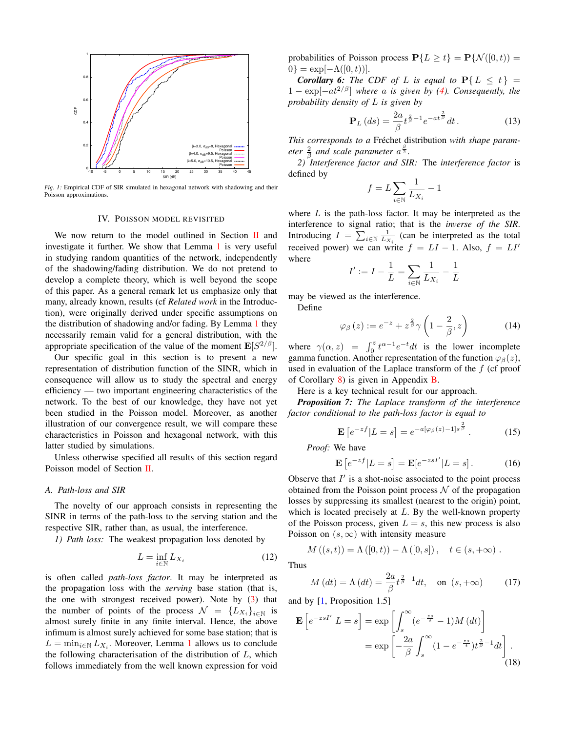Fig. 1: Empirical CDF of SIR simulated in hexagonal network with shadowing and their Poisson approximations.

## IV. Poisson model revisited

We now return to the model outlined in Section II and investigate it further. We show that Lemma 1 is very useful in studying random quantities of the network, independently of the shadowing/fading distribution. We do not pretend to develop a complete theory, which is well beyond the scope of this paper. As a general remark let us emphasize only that many, already known, results (cf *Related work* in the Introduction), were originally derived under specific assumptions on the distribution of shadowing and/or fading. By Lemma 1 they necessarily remain valid for a general distribution, with the appropriate specification of the value of the moment $\mathbf{E}[S^{2/\beta}]$.

Our specific goal in this section is to present a new representation of distribution function of the SINR, which in consequence will allow us to study the spectral and energy efficiency — two important engineering characteristics of the network. To the best of our knowledge, they have not yet been studied in the Poisson model. Moreover, as another illustration of our convergence result, we will compare these characteristics in Poisson and hexagonal network, with this latter studied by simulations.

Unless otherwise specified all results of this section regard Poisson model of Section II.

### A. Path-loss and SIR

The novelty of our approach consists in representing the SINR in terms of the path-loss to the serving station and the respective SIR, rather than, as usual, the interference.

*1) Path loss:* The weakest propagation loss denoted by

$$L = \inf_{i\in\mathbb{N}} L_{X_i} \tag{12}$$

is often called *path-loss factor*. It may be interpreted as the propagation loss with the *serving* base station (that is, the one with strongest received power). Note by (3) that the number of points of the process $\mathcal{N} = \{L_{X_i}\}_{i\in\mathbb{N}}$ is almost surely finite in any finite interval. Hence, the above infimum is almost surely achieved for some base station; that is $L = \min_{i\in\mathbb{N}} L_{X_i}$. Moreover, Lemma 1 allows us to conclude the following characterisation of the distribution of $L$, which follows immediately from the well known expression for void probabilities of Poisson process $\mathbf{P}\{L \geq t\} = \mathbf{P}\{\mathcal{N}([0,t)) = 0\} = \exp[-\Lambda([0,t))]$.

***Corollary 6:*** *The CDF of $L$ is equal to $\mathbf{P}\{L \leq t\} = 1 - \exp[-at^{2/\beta}]$ where $a$ is given by (4). Consequently, the probability density of $L$ is given by*

$$\mathbf{P}_L(ds) = \frac{2a}{\beta} t^{\frac{2}{\beta}-1} e^{-at^{\frac{2}{\beta}}}\, dt\,. \tag{13}$$

*This corresponds to a* Fréchet distribution *with shape parameter $\frac{2}{\beta}$ and scale parameter $a^{\frac{\beta}{2}}$.*

*2) Interference factor and SIR:* The *interference factor* is defined by

$$f = L \sum_{i\in\mathbb{N}} \frac{1}{L_{X_i}} - 1$$

where $L$ is the path-loss factor. It may be interpreted as the interference to signal ratio; that is the *inverse of the SIR*. Introducing $I = \sum_{i\in\mathbb{N}} \frac{1}{L_{X_i}}$ (can be interpreted as the total received power) we can write $f = LI - 1$. Also, $f = LI'$ where

$$I' := I - \frac{1}{L} = \sum_{i\in\mathbb{N}} \frac{1}{L_{X_i}} - \frac{1}{L}$$

may be viewed as the interference.

Define

$$\varphi_\beta(z) := e^{-z} + z^{\frac{2}{\beta}} \gamma\left(1 - \frac{2}{\beta}, z\right) \tag{14}$$

where $\gamma(\alpha, z) = \int_0^z t^{\alpha-1} e^{-t} dt$ is the lower incomplete gamma function. Another representation of the function $\varphi_\beta(z)$, used in evaluation of the Laplace transform of the $f$ (cf proof of Corollary 8) is given in Appendix B.

Here is a key technical result for our approach.

***Proposition 7:*** *The Laplace transform of the interference factor conditional to the path-loss factor is equal to*

$$\mathbf{E}\left[e^{-zf} | L = s\right] = e^{-a[\varphi_\beta(z) - 1]s^{\frac{2}{\beta}}}\,. \tag{15}$$

*Proof:* We have

$$\mathbf{E}\left[e^{-zf} | L = s\right] = \mathbf{E}[e^{-zsI'} | L = s]\,. \tag{16}$$

Observe that $I'$ is a shot-noise associated to the point process obtained from the Poisson point process $\mathcal{N}$ of the propagation losses by suppressing its smallest (nearest to the origin) point, which is located precisely at $L$. By the well-known property of the Poisson process, given $L = s$, this new process is also Poisson on $(s, \infty)$ with intensity measure

$$M((s,t)) = \Lambda([0,t)) - \Lambda([0,s])\,, \quad t \in (s, +\infty)\,.$$

Thus

$$M(dt) = \Lambda(dt) = \frac{2a}{\beta} t^{\frac{2}{\beta}-1} dt, \quad \text{on } (s, +\infty) \tag{17}$$

and by [1, Proposition 1.5]

$$\begin{aligned} \mathbf{E}\left[e^{-zsI'} | L = s\right] &= \exp\left[\int_s^\infty (e^{-\frac{zs}{t}} - 1) M(dt)\right] \\ &= \exp\left[-\frac{2a}{\beta}\int_s^\infty (1 - e^{-\frac{zs}{t}}) t^{\frac{2}{\beta}-1} dt\right]. \end{aligned} \tag{18}$$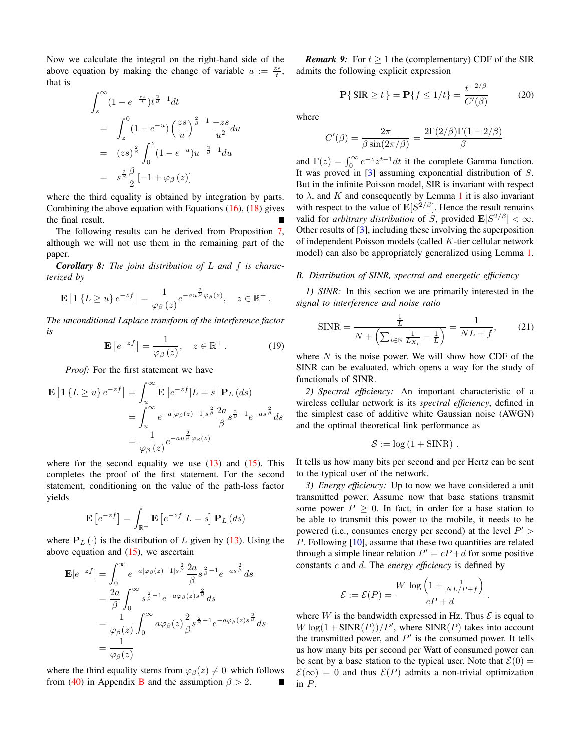Now we calculate the integral on the right-hand side of the above equation by making the change of variable $u := \frac{zs}{t}$, that is

$$
\begin{aligned}
&\int_s^\infty (1-e^{-\frac{zs}{t}}) t^{\frac{2}{\beta}-1} dt \\
&= \int_z^0 (1-e^{-u}) \left(\frac{zs}{u}\right)^{\frac{2}{\beta}-1} \frac{-zs}{u^2} du \\
&= (zs)^{\frac{2}{\beta}} \int_0^z (1-e^{-u}) u^{-\frac{2}{\beta}-1} du \\
&= s^{\frac{2}{\beta}} \frac{\beta}{2} \left[-1+\varphi_\beta(z)\right]
\end{aligned}
$$

where the third equality is obtained by integration by parts. Combining the above equation with Equations (16), (18) gives the final result. ∎

The following results can be derived from Proposition 7, although we will not use them in the remaining part of the paper.

***Corollary 8:*** *The joint distribution of $L$ and $f$ is characterized by*

$$
\mathbf{E}\left[\mathbf{1}\{L \geq u\} e^{-zf}\right] = \frac{1}{\varphi_\beta(z)} e^{-au^{\frac{2}{\beta}}\varphi_\beta(z)}, \quad z \in \mathbb{R}^+ .
$$

*The unconditional Laplace transform of the interference factor is*

$$
\mathbf{E}\left[e^{-zf}\right] = \frac{1}{\varphi_\beta(z)}, \quad z \in \mathbb{R}^+ . \tag{19}
$$

*Proof:* For the first statement we have

$$
\begin{aligned}
\mathbf{E}\left[\mathbf{1}\{L \geq u\} e^{-zf}\right] &= \int_u^\infty \mathbf{E}\left[e^{-zf} | L=s\right] \mathbf{P}_L(ds) \\
&= \int_u^\infty e^{-a[\varphi_\beta(z)-1]s^{\frac{2}{\beta}}} \frac{2a}{\beta} s^{\frac{2}{\beta}-1} e^{-as^{\frac{2}{\beta}}} ds \\
&= \frac{1}{\varphi_\beta(z)} e^{-au^{\frac{2}{\beta}}\varphi_\beta(z)}
\end{aligned}
$$

where for the second equality we use (13) and (15). This completes the proof of the first statement. For the second statement, conditioning on the value of the path-loss factor yields

$$
\mathbf{E}\left[e^{-zf}\right] = \int_{\mathbb{R}^+} \mathbf{E}\left[e^{-zf} | L=s\right] \mathbf{P}_L(ds)
$$

where $\mathbf{P}_L(\cdot)$ is the distribution of $L$ given by (13). Using the above equation and (15), we ascertain

$$
\begin{aligned}
\mathbf{E}[e^{-zf}] &= \int_0^\infty e^{-a[\varphi_\beta(z)-1]s^{\frac{2}{\beta}}} \frac{2a}{\beta} s^{\frac{2}{\beta}-1} e^{-as^{\frac{2}{\beta}}} ds \\
&= \frac{2a}{\beta} \int_0^\infty s^{\frac{2}{\beta}-1} e^{-a\varphi_\beta(z)s^{\frac{2}{\beta}}} ds \\
&= \frac{1}{\varphi_\beta(z)} \int_0^\infty a\varphi_\beta(z) \frac{2}{\beta} s^{\frac{2}{\beta}-1} e^{-a\varphi_\beta(z)s^{\frac{2}{\beta}}} ds \\
&= \frac{1}{\varphi_\beta(z)}
\end{aligned}
$$

where the third equality stems from $\varphi_\beta(z) \neq 0$ which follows from (40) in Appendix B and the assumption $\beta > 2$. ∎

***Remark 9:*** For $t \geq 1$ the (complementary) CDF of the SIR admits the following explicit expression

$$
\mathbf{P}\{\,\mathrm{SIR} \geq t\,\} = \mathbf{P}\{f \leq 1/t\} = \frac{t^{-2/\beta}}{C'(\beta)} \tag{20}
$$

where

$$
C'(\beta) = \frac{2\pi}{\beta \sin(2\pi/\beta)} = \frac{2\Gamma(2/\beta)\Gamma(1-2/\beta)}{\beta}
$$

and $\Gamma(z) = \int_0^\infty e^{-z} z^{t-1} dt$ it the complete Gamma function. It was proved in [3] assuming exponential distribution of $S$. But in the infinite Poisson model, SIR is invariant with respect to $\lambda$, and $K$ and consequently by Lemma 1 it is also invariant with respect to the value of $\mathbf{E}[S^{2/\beta}]$. Hence the result remains valid for *arbitrary distribution* of $S$, provided $\mathbf{E}[S^{2/\beta}] < \infty$. Other results of [3], including these involving the superposition of independent Poisson models (called $K$-tier cellular network model) can also be appropriately generalized using Lemma 1.

### B. Distribution of SINR, spectral and energetic efficiency

*1) SINR:* In this section we are primarily interested in the *signal to interference and noise ratio*

$$
\mathrm{SINR} = \frac{\frac{1}{L}}{N + \left(\sum_{i\in\mathbb{N}} \frac{1}{L_{X_i}} - \frac{1}{L}\right)} = \frac{1}{NL+f}, \tag{21}
$$

where $N$ is the noise power. We will show how CDF of the SINR can be evaluated, which opens a way for the study of functionals of SINR.

*2) Spectral efficiency:* An important characteristic of a wireless cellular network is its *spectral efficiency*, defined in the simplest case of additive white Gaussian noise (AWGN) and the optimal theoretical link performance as

$$
\mathcal{S} := \log(1+\mathrm{SINR}) .
$$

It tells us how many bits per second and per Hertz can be sent to the typical user of the network.

*3) Energy efficiency:* Up to now we have considered a unit transmitted power. Assume now that base stations transmit some power $P \geq 0$. In fact, in order for a base station to be able to transmit this power to the mobile, it needs to be powered (i.e., consumes energy per second) at the level $P' > P$. Following [10], assume that these two quantities are related through a simple linear relation $P' = cP + d$ for some positive constants $c$ and $d$. The *energy efficiency* is defined by

$$
\mathcal{E} := \mathcal{E}(P) = \frac{W \log\left(1 + \frac{1}{NL/P+f}\right)}{cP+d} .
$$

where $W$ is the bandwidth expressed in Hz. Thus $\mathcal{E}$ is equal to $W\log(1+\mathrm{SINR}(P))/P'$, where $\mathrm{SINR}(P)$ takes into account the transmitted power, and $P'$ is the consumed power. It tells us how many bits per second of consumed power can be sent by a base station to the typical user. Note that $\mathcal{E}(0) = \mathcal{E}(\infty) = 0$ and thus $\mathcal{E}(P)$ admits a non-trivial optimization in $P$.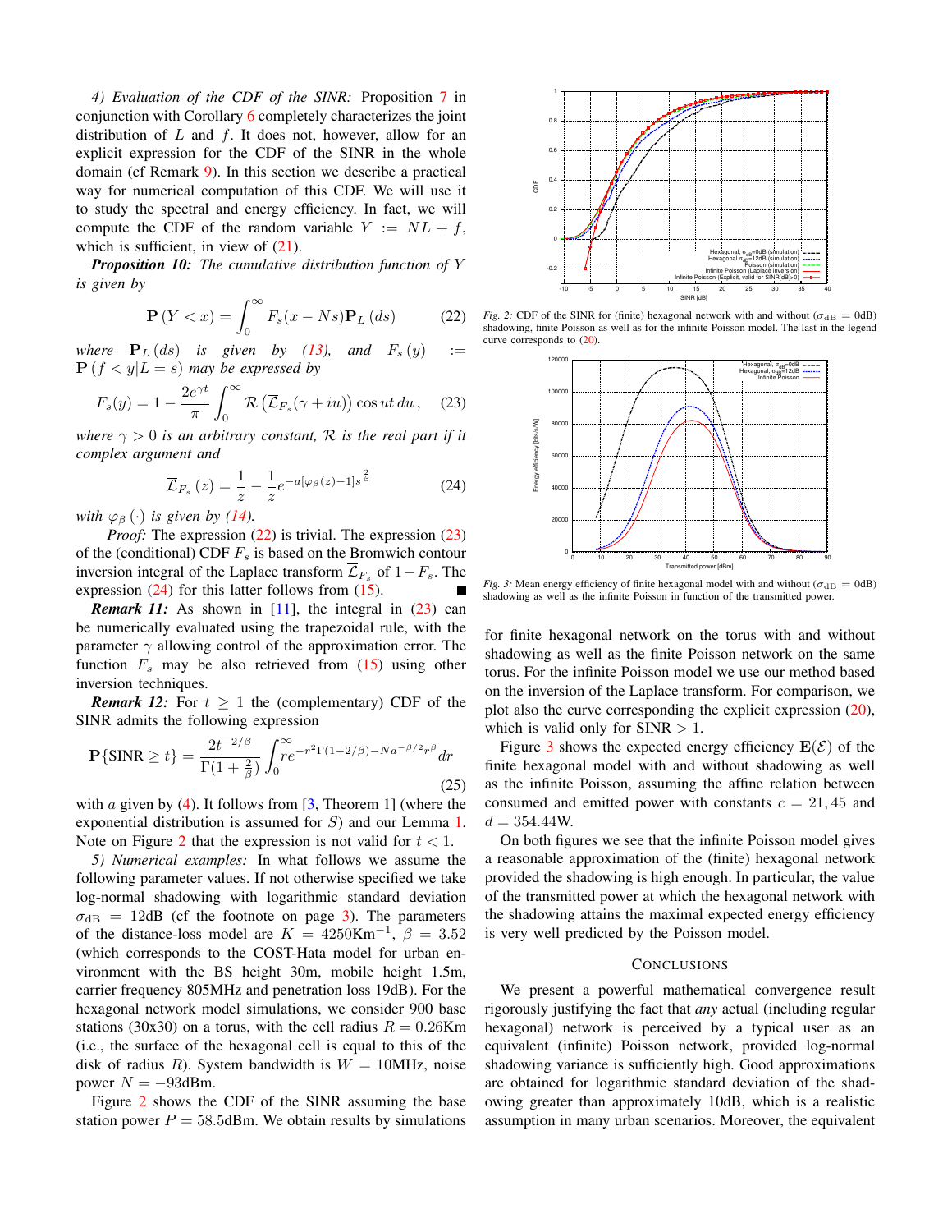*4) Evaluation of the CDF of the SINR:* Proposition 7 in conjunction with Corollary 6 completely characterizes the joint distribution of $L$ and $f$. It does not, however, allow for an explicit expression for the CDF of the SINR in the whole domain (cf Remark 9). In this section we describe a practical way for numerical computation of this CDF. We will use it to study the spectral and energy efficiency. In fact, we will compute the CDF of the random variable $Y := NL + f$, which is sufficient, in view of (21).

***Proposition 10:*** *The cumulative distribution function of $Y$ is given by*

$$\mathbf{P}\left(Y < x\right) = \int_0^\infty F_s(x - Ns)\mathbf{P}_L\left(ds\right) \tag{22}$$

*where $\mathbf{P}_L\left(ds\right)$ is given by (13), and $F_s\left(y\right) := \mathbf{P}\left(f < y | L = s\right)$ may be expressed by*

$$F_s(y) = 1 - \frac{2e^{\gamma t}}{\pi}\int_0^\infty \mathcal{R}\left(\overline{\mathcal{L}}_{F_s}(\gamma + iu)\right)\cos ut\, du\,, \tag{23}$$

*where $\gamma > 0$ is an arbitrary constant, $\mathcal{R}$ is the real part if it complex argument and*

$$\overline{\mathcal{L}}_{F_s}\left(z\right) = \frac{1}{z} - \frac{1}{z}e^{-a[\varphi_\beta(z)-1]s^{\frac{2}{\beta}}} \tag{24}$$

*with $\varphi_\beta\left(\cdot\right)$ is given by (14).*

*Proof:* The expression (22) is trivial. The expression (23) of the (conditional) CDF $F_s$ is based on the Bromwich contour inversion integral of the Laplace transform $\overline{\mathcal{L}}_{F_s}$ of $1 - F_s$. The expression (24) for this latter follows from (15). ∎

***Remark 11:*** As shown in [11], the integral in (23) can be numerically evaluated using the trapezoidal rule, with the parameter $\gamma$ allowing control of the approximation error. The function $F_s$ may be also retrieved from (15) using other inversion techniques.

***Remark 12:*** For $t \geq 1$ the (complementary) CDF of the SINR admits the following expression

$$\mathbf{P}\{\mathrm{SINR} \geq t\} = \frac{2t^{-2/\beta}}{\Gamma(1+\frac{2}{\beta})}\int_0^\infty re^{-r^2\Gamma(1-2/\beta) - Na^{-\beta/2}r^\beta}dr \tag{25}$$

with $a$ given by (4). It follows from [3, Theorem 1] (where the exponential distribution is assumed for $S$) and our Lemma 1. Note on Figure 2 that the expression is not valid for $t < 1$.

*5) Numerical examples:* In what follows we assume the following parameter values. If not otherwise specified we take log-normal shadowing with logarithmic standard deviation $\sigma_{\mathrm{dB}} = 12$dB (cf the footnote on page 3). The parameters of the distance-loss model are $K = 4250\mathrm{Km}^{-1}$, $\beta = 3.52$ (which corresponds to the COST-Hata model for urban environment with the BS height 30m, mobile height 1.5m, carrier frequency 805MHz and penetration loss 19dB). For the hexagonal network model simulations, we consider 900 base stations (30x30) on a torus, with the cell radius $R = 0.26$Km (i.e., the surface of the hexagonal cell is equal to this of the disk of radius $R$). System bandwidth is $W = 10$MHz, noise power $N = -93$dBm.

Figure 2 shows the CDF of the SINR assuming the base station power $P = 58.5$dBm. We obtain results by simulations

Fig. 2: CDF of the SINR for (finite) hexagonal network with and without ($\sigma_{\mathrm{dB}} = 0$dB) shadowing, finite Poisson as well as for the infinite Poisson model. The last in the legend curve corresponds to (20).

Fig. 3: Mean energy efficiency of finite hexagonal model with and without ($\sigma_{\mathrm{dB}} = 0$dB) shadowing as well as the infinite Poisson in function of the transmitted power.

for finite hexagonal network on the torus with and without shadowing as well as the finite Poisson network on the same torus. For the infinite Poisson model we use our method based on the inversion of the Laplace transform. For comparison, we plot also the curve corresponding the explicit expression (20), which is valid only for SINR > 1.

Figure 3 shows the expected energy efficiency $\mathbf{E}(\mathcal{E})$ of the finite hexagonal model with and without shadowing as well as the infinite Poisson, assuming the affine relation between consumed and emitted power with constants $c = 21,45$ and $d = 354.44$W.

On both figures we see that the infinite Poisson model gives a reasonable approximation of the (finite) hexagonal network provided the shadowing is high enough. In particular, the value of the transmitted power at which the hexagonal network with the shadowing attains the maximal expected energy efficiency is very well predicted by the Poisson model.

## Conclusions

We present a powerful mathematical convergence result rigorously justifying the fact that *any* actual (including regular hexagonal) network is perceived by a typical user as an equivalent (infinite) Poisson network, provided log-normal shadowing variance is sufficiently high. Good approximations are obtained for logarithmic standard deviation of the shadowing greater than approximately 10dB, which is a realistic assumption in many urban scenarios. Moreover, the equivalent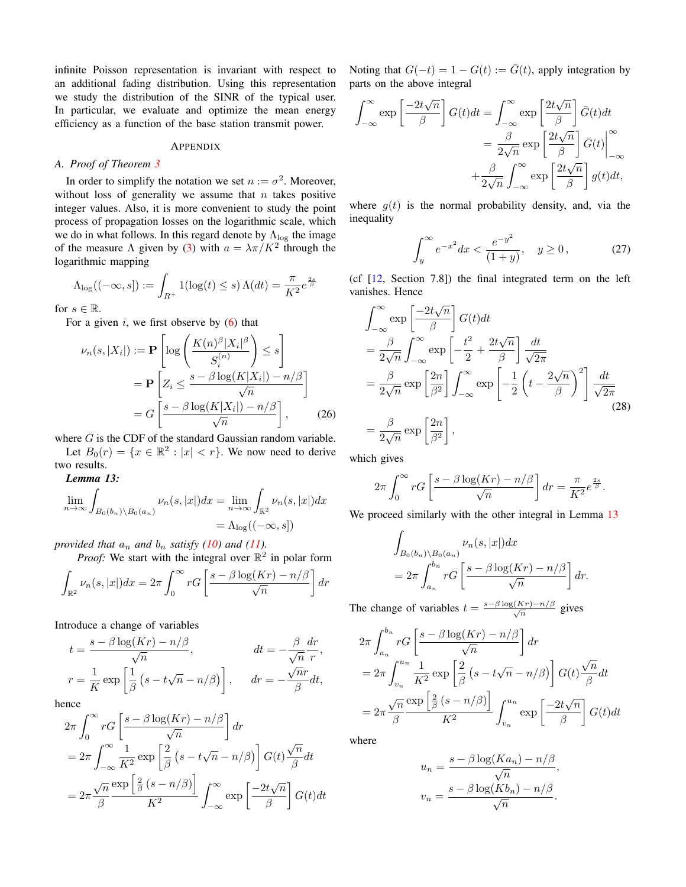infinite Poisson representation is invariant with respect to an additional fading distribution. Using this representation we study the distribution of the SINR of the typical user. In particular, we evaluate and optimize the mean energy efficiency as a function of the base station transmit power.

## APPENDIX

### A. Proof of Theorem 3

In order to simplify the notation we set $n := \sigma^2$. Moreover, without loss of generality we assume that $n$ takes positive integer values. Also, it is more convenient to study the point process of propagation losses on the logarithmic scale, which we do in what follows. In this regard denote by $\Lambda_{\log}$ the image of the measure $\Lambda$ given by (3) with $a = \lambda\pi/K^2$ through the logarithmic mapping

$$\Lambda_{\log}((-\infty, s]) := \int_{R^+} 1(\log(t) \leq s)\, \Lambda(dt) = \frac{\pi}{K^2} e^{\frac{2s}{\beta}}$$

for $s \in \mathbb{R}$.

For a given $i$, we first observe by (6) that

$$\begin{aligned}
\nu_n(s, |X_i|) &:= \mathbf{P}\left[\log\left(\frac{K(n)^\beta |X_i|^\beta}{S_i^{(n)}}\right) \leq s\right] \\
&= \mathbf{P}\left[Z_i \leq \frac{s - \beta\log(K|X_i|) - n/\beta}{\sqrt{n}}\right] \\
&= G\left[\frac{s - \beta\log(K|X_i|) - n/\beta}{\sqrt{n}}\right], \qquad (26)
\end{aligned}$$

where $G$ is the CDF of the standard Gaussian random variable.

Let $B_0(r) = \{x \in \mathbb{R}^2 : |x| < r\}$. We now need to derive two results.

***Lemma 13:***

$$\begin{aligned}
\lim_{n\to\infty} \int_{B_0(b_n)\setminus B_0(a_n)} \nu_n(s, |x|)dx &= \lim_{n\to\infty} \int_{\mathbb{R}^2} \nu_n(s, |x|)dx \\
&= \Lambda_{\log}((-\infty, s])
\end{aligned}$$

*provided that $a_n$ and $b_n$ satisfy (10) and (11).*

*Proof:* We start with the integral over $\mathbb{R}^2$ in polar form

$$\int_{\mathbb{R}^2} \nu_n(s, |x|)dx = 2\pi \int_0^\infty rG\left[\frac{s - \beta\log(Kr) - n/\beta}{\sqrt{n}}\right] dr$$

Introduce a change of variables

$$\begin{aligned}
t &= \frac{s - \beta\log(Kr) - n/\beta}{\sqrt{n}}, & dt &= -\frac{\beta}{\sqrt{n}}\frac{dr}{r}, \\
r &= \frac{1}{K}\exp\left[\frac{1}{\beta}\left(s - t\sqrt{n} - n/\beta\right)\right], & dr &= -\frac{\sqrt{n}r}{\beta}dt,
\end{aligned}$$

hence

$$\begin{aligned}
&2\pi \int_0^\infty rG\left[\frac{s - \beta\log(Kr) - n/\beta}{\sqrt{n}}\right] dr \\
&= 2\pi \int_{-\infty}^\infty \frac{1}{K^2}\exp\left[\frac{2}{\beta}\left(s - t\sqrt{n} - n/\beta\right)\right] G(t)\frac{\sqrt{n}}{\beta}dt \\
&= 2\pi\frac{\sqrt{n}}{\beta}\frac{\exp\left[\frac{2}{\beta}\left(s - n/\beta\right)\right]}{K^2}\int_{-\infty}^\infty \exp\left[\frac{-2t\sqrt{n}}{\beta}\right] G(t)dt
\end{aligned}$$

Noting that $G(-t) = 1 - G(t) := \bar{G}(t)$, apply integration by parts on the above integral

$$\begin{aligned}
\int_{-\infty}^\infty \exp\left[\frac{-2t\sqrt{n}}{\beta}\right] G(t)dt &= \int_{-\infty}^\infty \exp\left[\frac{2t\sqrt{n}}{\beta}\right] \bar{G}(t)dt \\
&= \frac{\beta}{2\sqrt{n}}\exp\left[\frac{2t\sqrt{n}}{\beta}\right] \bar{G}(t)\Big|_{-\infty}^\infty \\
&+ \frac{\beta}{2\sqrt{n}}\int_{-\infty}^\infty \exp\left[\frac{2t\sqrt{n}}{\beta}\right] g(t)dt,
\end{aligned}$$

where $g(t)$ is the normal probability density, and, via the inequality

$$\int_y^\infty e^{-x^2}dx < \frac{e^{-y^2}}{(1+y)}, \quad y \geq 0, \qquad (27)$$

(cf [12, Section 7.8]) the final integrated term on the left vanishes. Hence

$$\begin{aligned}
&\int_{-\infty}^\infty \exp\left[\frac{-2t\sqrt{n}}{\beta}\right] G(t)dt \\
&= \frac{\beta}{2\sqrt{n}}\int_{-\infty}^\infty \exp\left[-\frac{t^2}{2} + \frac{2t\sqrt{n}}{\beta}\right]\frac{dt}{\sqrt{2\pi}} \\
&= \frac{\beta}{2\sqrt{n}}\exp\left[\frac{2n}{\beta^2}\right]\int_{-\infty}^\infty \exp\left[-\frac{1}{2}\left(t - \frac{2\sqrt{n}}{\beta}\right)^2\right]\frac{dt}{\sqrt{2\pi}} \qquad (28) \\
&= \frac{\beta}{2\sqrt{n}}\exp\left[\frac{2n}{\beta^2}\right],
\end{aligned}$$

which gives

$$2\pi\int_0^\infty rG\left[\frac{s - \beta\log(Kr) - n/\beta}{\sqrt{n}}\right] dr = \frac{\pi}{K^2}e^{\frac{2s}{\beta}}.$$

We proceed similarly with the other integral in Lemma 13

$$\begin{aligned}
&\int_{B_0(b_n)\setminus B_0(a_n)} \nu_n(s, |x|)dx \\
&= 2\pi\int_{a_n}^{b_n} rG\left[\frac{s - \beta\log(Kr) - n/\beta}{\sqrt{n}}\right] dr.
\end{aligned}$$

The change of variables $t = \frac{s - \beta\log(Kr) - n/\beta}{\sqrt{n}}$ gives

$$\begin{aligned}
&2\pi\int_{a_n}^{b_n} rG\left[\frac{s - \beta\log(Kr) - n/\beta}{\sqrt{n}}\right] dr \\
&= 2\pi\int_{v_n}^{u_n}\frac{1}{K^2}\exp\left[\frac{2}{\beta}\left(s - t\sqrt{n} - n/\beta\right)\right] G(t)\frac{\sqrt{n}}{\beta}dt \\
&= 2\pi\frac{\sqrt{n}}{\beta}\frac{\exp\left[\frac{2}{\beta}\left(s - n/\beta\right)\right]}{K^2}\int_{v_n}^{u_n}\exp\left[\frac{-2t\sqrt{n}}{\beta}\right] G(t)dt
\end{aligned}$$

where

$$\begin{aligned}
u_n &= \frac{s - \beta\log(Ka_n) - n/\beta}{\sqrt{n}}, \\
v_n &= \frac{s - \beta\log(Kb_n) - n/\beta}{\sqrt{n}}.
\end{aligned}$$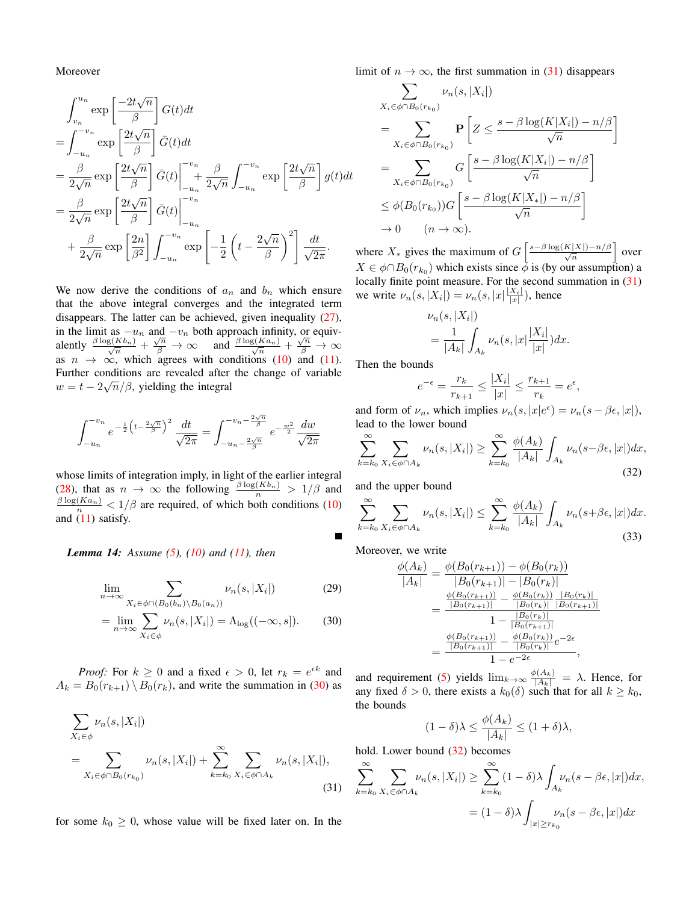Moreover

$$
\begin{aligned}
&\int_{v_n}^{u_n} \exp\left[\frac{-2t\sqrt{n}}{\beta}\right] G(t)dt \\
&= \int_{-u_n}^{-v_n} \exp\left[\frac{2t\sqrt{n}}{\beta}\right] \bar{G}(t)dt \\
&= \frac{\beta}{2\sqrt{n}} \exp\left[\frac{2t\sqrt{n}}{\beta}\right] \bar{G}(t)\Big|_{-u_n}^{-v_n} + \frac{\beta}{2\sqrt{n}} \int_{-u_n}^{-v_n} \exp\left[\frac{2t\sqrt{n}}{\beta}\right] g(t)dt \\
&= \frac{\beta}{2\sqrt{n}} \exp\left[\frac{2t\sqrt{n}}{\beta}\right] \bar{G}(t)\Big|_{-u_n}^{-v_n} \\
&\quad + \frac{\beta}{2\sqrt{n}} \exp\left[\frac{2n}{\beta^2}\right] \int_{-u_n}^{-v_n} \exp\left[-\frac{1}{2}\left(t - \frac{2\sqrt{n}}{\beta}\right)^2\right] \frac{dt}{\sqrt{2\pi}}.
\end{aligned}
$$

We now derive the conditions of $a_n$ and $b_n$ which ensure that the above integral converges and the integrated term disappears. The latter can be achieved, given inequality (27), in the limit as $-u_n$ and $-v_n$ both approach infinity, or equivalently $\frac{\beta \log(Kb_n)}{\sqrt{n}} + \frac{\sqrt{n}}{\beta} \to \infty$ and $\frac{\beta \log(Ka_n)}{\sqrt{n}} + \frac{\sqrt{n}}{\beta} \to \infty$ as $n \to \infty$, which agrees with conditions (10) and (11). Further conditions are revealed after the change of variable $w = t - 2\sqrt{n}/\beta$, yielding the integral

$$
\int_{-u_n}^{-v_n} e^{-\frac{1}{2}\left(t - \frac{2\sqrt{n}}{\beta}\right)^2} \frac{dt}{\sqrt{2\pi}} = \int_{-u_n - \frac{2\sqrt{n}}{\beta}}^{-v_n - \frac{2\sqrt{n}}{\beta}} e^{-\frac{w^2}{2}} \frac{dw}{\sqrt{2\pi}}
$$

whose limits of integration imply, in light of the earlier integral (28), that as $n \to \infty$ the following $\frac{\beta \log(Kb_n)}{n} > 1/\beta$ and $\frac{\beta \log(Ka_n)}{n} < 1/\beta$ are required, of which both conditions (10) and (11) satisfy. ∎

***Lemma 14:*** *Assume (5), (10) and (11), then*

$$
\lim_{n\to\infty} \sum_{X_i \in \phi \cap (B_0(b_n) \setminus B_0(a_n))} \nu_n(s, |X_i|) \tag{29}
$$

$$
= \lim_{n\to\infty} \sum_{X_i \in \phi} \nu_n(s, |X_i|) = \Lambda_{\log}((-\infty, s]). \tag{30}
$$

*Proof:* For $k \geq 0$ and a fixed $\epsilon > 0$, let $r_k = e^{\epsilon k}$ and $A_k = B_0(r_{k+1}) \setminus B_0(r_k)$, and write the summation in (30) as

$$
\sum_{X_i \in \phi} \nu_n(s, |X_i|) = \sum_{X_i \in \phi \cap B_0(r_{k_0})} \nu_n(s, |X_i|) + \sum_{k=k_0}^{\infty} \sum_{X_i \in \phi \cap A_k} \nu_n(s, |X_i|), \tag{31}
$$

for some $k_0 \geq 0$, whose value will be fixed later on. In the limit of $n \to \infty$, the first summation in (31) disappears

$$
\begin{aligned}
&\sum_{X_i \in \phi \cap B_0(r_{k_0})} \nu_n(s, |X_i|) \\
&= \sum_{X_i \in \phi \cap B_0(r_{k_0})} \mathbf{P}\left[Z \leq \frac{s - \beta \log(K|X_i|) - n/\beta}{\sqrt{n}}\right] \\
&= \sum_{X_i \in \phi \cap B_0(r_{k_0})} G\left[\frac{s - \beta \log(K|X_i|) - n/\beta}{\sqrt{n}}\right] \\
&\leq \phi(B_0(r_{k_0})) G\left[\frac{s - \beta \log(K|X_*|) - n/\beta}{\sqrt{n}}\right] \\
&\to 0 \qquad (n \to \infty).
\end{aligned}
$$

where $X_*$ gives the maximum of $G\left[\frac{s - \beta \log(K|X|) - n/\beta}{\sqrt{n}}\right]$ over $X \in \phi \cap B_0(r_{k_0})$ which exists since $\phi$ is (by our assumption) a locally finite point measure. For the second summation in (31) we write $\nu_n(s, |X_i|) = \nu_n(s, |x|\frac{|X_i|}{|x|})$, hence

$$
\nu_n(s, |X_i|) = \frac{1}{|A_k|} \int_{A_k} \nu_n(s, |x|\frac{|X_i|}{|x|}) dx.
$$

Then the bounds

$$
e^{-\epsilon} = \frac{r_k}{r_{k+1}} \leq \frac{|X_i|}{|x|} \leq \frac{r_{k+1}}{r_k} = e^{\epsilon},
$$

and form of $\nu_n$, which implies $\nu_n(s, |x|e^{\epsilon}) = \nu_n(s - \beta\epsilon, |x|)$, lead to the lower bound

$$
\sum_{k=k_0}^{\infty} \sum_{X_i \in \phi \cap A_k} \nu_n(s, |X_i|) \geq \sum_{k=k_0}^{\infty} \frac{\phi(A_k)}{|A_k|} \int_{A_k} \nu_n(s - \beta\epsilon, |x|) dx, \tag{32}
$$

and the upper bound

$$
\sum_{k=k_0}^{\infty} \sum_{X_i \in \phi \cap A_k} \nu_n(s, |X_i|) \leq \sum_{k=k_0}^{\infty} \frac{\phi(A_k)}{|A_k|} \int_{A_k} \nu_n(s + \beta\epsilon, |x|) dx. \tag{33}
$$

Moreover, we write

$$
\begin{aligned}
\frac{\phi(A_k)}{|A_k|} &= \frac{\phi(B_0(r_{k+1})) - \phi(B_0(r_k))}{|B_0(r_{k+1})| - |B_0(r_k)|} \\
&= \frac{\frac{\phi(B_0(r_{k+1}))}{|B_0(r_{k+1})|} - \frac{\phi(B_0(r_k))}{|B_0(r_k)|} \frac{|B_0(r_k)|}{|B_0(r_{k+1})|}}{1 - \frac{|B_0(r_k)|}{|B_0(r_{k+1})|}} \\
&= \frac{\frac{\phi(B_0(r_{k+1}))}{|B_0(r_{k+1})|} - \frac{\phi(B_0(r_k))}{|B_0(r_k)|} e^{-2\epsilon}}{1 - e^{-2\epsilon}},
\end{aligned}
$$

and requirement (5) yields $\lim_{k\to\infty} \frac{\phi(A_k)}{|A_k|} = \lambda$. Hence, for any fixed $\delta > 0$, there exists a $k_0(\delta)$ such that for all $k \geq k_0$, the bounds

$$
(1 - \delta)\lambda \leq \frac{\phi(A_k)}{|A_k|} \leq (1 + \delta)\lambda,
$$

hold. Lower bound (32) becomes

$$
\begin{aligned}
\sum_{k=k_0}^{\infty} \sum_{X_i \in \phi \cap A_k} \nu_n(s, |X_i|) &\geq \sum_{k=k_0}^{\infty} (1 - \delta)\lambda \int_{A_k} \nu_n(s - \beta\epsilon, |x|) dx, \\
&= (1 - \delta)\lambda \int_{|x| \geq r_{k_0}} \nu_n(s - \beta\epsilon, |x|) dx
\end{aligned}
$$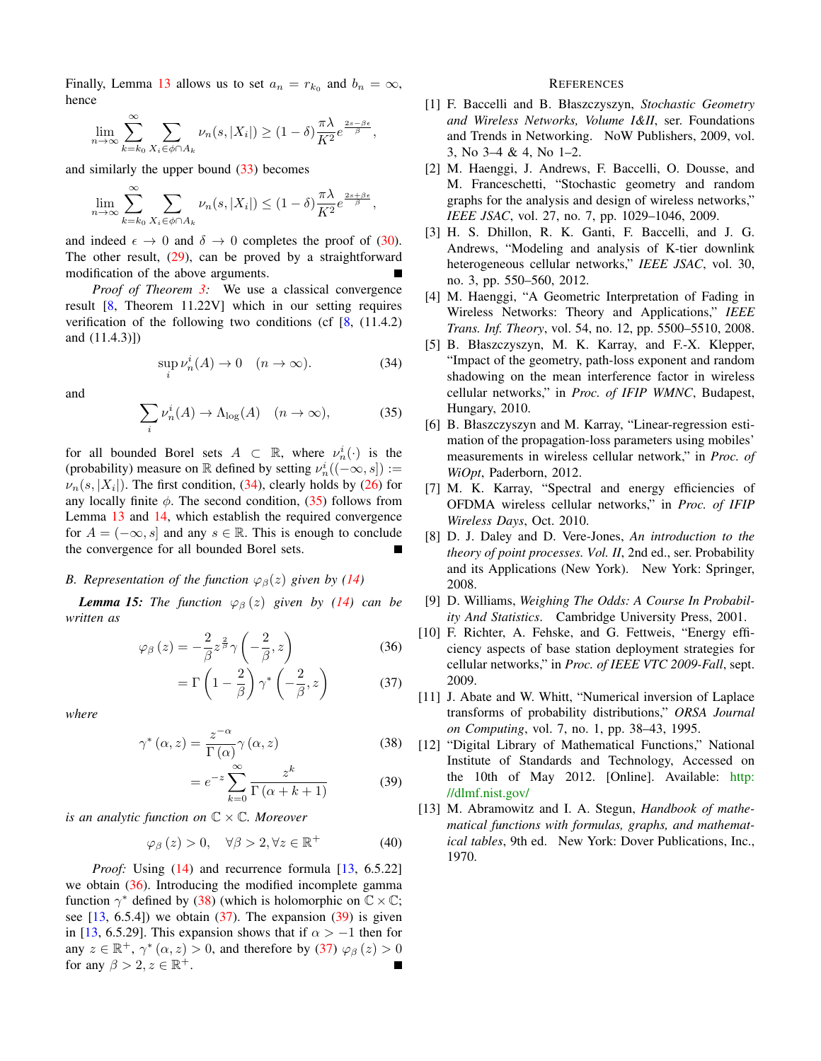Finally, Lemma 13 allows us to set $a_n = r_{k_0}$ and $b_n = \infty$, hence

$$\lim_{n\to\infty} \sum_{k=k_0}^{\infty} \sum_{X_i \in \phi \cap A_k} \nu_n(s, |X_i|) \geq (1-\delta)\frac{\pi\lambda}{K^2} e^{\frac{2s-\beta\epsilon}{\beta}},$$

and similarly the upper bound (33) becomes

$$\lim_{n\to\infty} \sum_{k=k_0}^{\infty} \sum_{X_i \in \phi \cap A_k} \nu_n(s, |X_i|) \leq (1-\delta)\frac{\pi\lambda}{K^2} e^{\frac{2s+\beta\epsilon}{\beta}},$$

and indeed $\epsilon \to 0$ and $\delta \to 0$ completes the proof of (30). The other result, (29), can be proved by a straightforward modification of the above arguments. ∎

*Proof of Theorem 3:* We use a classical convergence result [8, Theorem 11.22V] which in our setting requires verification of the following two conditions (cf [8, (11.4.2) and (11.4.3)])

$$\sup_i \nu_n^i(A) \to 0 \quad (n \to \infty). \tag{34}$$

and

$$\sum_i \nu_n^i(A) \to \Lambda_{\log}(A) \quad (n \to \infty), \tag{35}$$

for all bounded Borel sets $A \subset \mathbb{R}$, where $\nu_n^i(\cdot)$ is the (probability) measure on $\mathbb{R}$ defined by setting $\nu_n^i((-\infty, s]) := \nu_n(s, |X_i|)$. The first condition, (34), clearly holds by (26) for any locally finite $\phi$. The second condition, (35) follows from Lemma 13 and 14, which establish the required convergence for $A = (-\infty, s]$ and any $s \in \mathbb{R}$. This is enough to conclude the convergence for all bounded Borel sets. ∎

### B. Representation of the function $\varphi_\beta(z)$ given by (14)

***Lemma 15:*** *The function $\varphi_\beta(z)$ given by (14) can be written as*

$$\varphi_\beta(z) = -\frac{2}{\beta} z^{\frac{2}{\beta}} \gamma\left(-\frac{2}{\beta}, z\right) \tag{36}$$

$$= \Gamma\left(1 - \frac{2}{\beta}\right) \gamma^*\left(-\frac{2}{\beta}, z\right) \tag{37}$$

*where*

$$\gamma^*(\alpha, z) = \frac{z^{-\alpha}}{\Gamma(\alpha)} \gamma(\alpha, z) \tag{38}$$

$$= e^{-z} \sum_{k=0}^{\infty} \frac{z^k}{\Gamma(\alpha + k + 1)} \tag{39}$$

*is an analytic function on $\mathbb{C} \times \mathbb{C}$. Moreover*

$$\varphi_\beta(z) > 0, \quad \forall \beta > 2, \forall z \in \mathbb{R}^+ \tag{40}$$

*Proof:* Using (14) and recurrence formula [13, 6.5.22] we obtain (36). Introducing the modified incomplete gamma function $\gamma^*$ defined by (38) (which is holomorphic on $\mathbb{C} \times \mathbb{C}$; see [13, 6.5.4]) we obtain (37). The expansion (39) is given in [13, 6.5.29]. This expansion shows that if $\alpha > -1$ then for any $z \in \mathbb{R}^+$, $\gamma^*(\alpha, z) > 0$, and therefore by (37) $\varphi_\beta(z) > 0$ for any $\beta > 2, z \in \mathbb{R}^+$. ∎

## References

[1] F. Baccelli and B. Błaszczyszyn, *Stochastic Geometry and Wireless Networks, Volume I&II*, ser. Foundations and Trends in Networking. NoW Publishers, 2009, vol. 3, No 3–4 & 4, No 1–2.

[2] M. Haenggi, J. Andrews, F. Baccelli, O. Dousse, and M. Franceschetti, "Stochastic geometry and random graphs for the analysis and design of wireless networks," *IEEE JSAC*, vol. 27, no. 7, pp. 1029–1046, 2009.

[3] H. S. Dhillon, R. K. Ganti, F. Baccelli, and J. G. Andrews, "Modeling and analysis of K-tier downlink heterogeneous cellular networks," *IEEE JSAC*, vol. 30, no. 3, pp. 550–560, 2012.

[4] M. Haenggi, "A Geometric Interpretation of Fading in Wireless Networks: Theory and Applications," *IEEE Trans. Inf. Theory*, vol. 54, no. 12, pp. 5500–5510, 2008.

[5] B. Błaszczyszyn, M. K. Karray, and F.-X. Klepper, "Impact of the geometry, path-loss exponent and random shadowing on the mean interference factor in wireless cellular networks," in *Proc. of IFIP WMNC*, Budapest, Hungary, 2010.

[6] B. Błaszczyszyn and M. Karray, "Linear-regression estimation of the propagation-loss parameters using mobiles' measurements in wireless cellular network," in *Proc. of WiOpt*, Paderborn, 2012.

[7] M. K. Karray, "Spectral and energy efficiencies of OFDMA wireless cellular networks," in *Proc. of IFIP Wireless Days*, Oct. 2010.

[8] D. J. Daley and D. Vere-Jones, *An introduction to the theory of point processes. Vol. II*, 2nd ed., ser. Probability and its Applications (New York). New York: Springer, 2008.

[9] D. Williams, *Weighing The Odds: A Course In Probability And Statistics*. Cambridge University Press, 2001.

[10] F. Richter, A. Fehske, and G. Fettweis, "Energy efficiency aspects of base station deployment strategies for cellular networks," in *Proc. of IEEE VTC 2009-Fall*, sept. 2009.

[11] J. Abate and W. Whitt, "Numerical inversion of Laplace transforms of probability distributions," *ORSA Journal on Computing*, vol. 7, no. 1, pp. 38–43, 1995.

[12] "Digital Library of Mathematical Functions," National Institute of Standards and Technology, Accessed on the 10th of May 2012. [Online]. Available: http://dlmf.nist.gov/

[13] M. Abramowitz and I. A. Stegun, *Handbook of mathematical functions with formulas, graphs, and mathematical tables*, 9th ed. New York: Dover Publications, Inc., 1970.